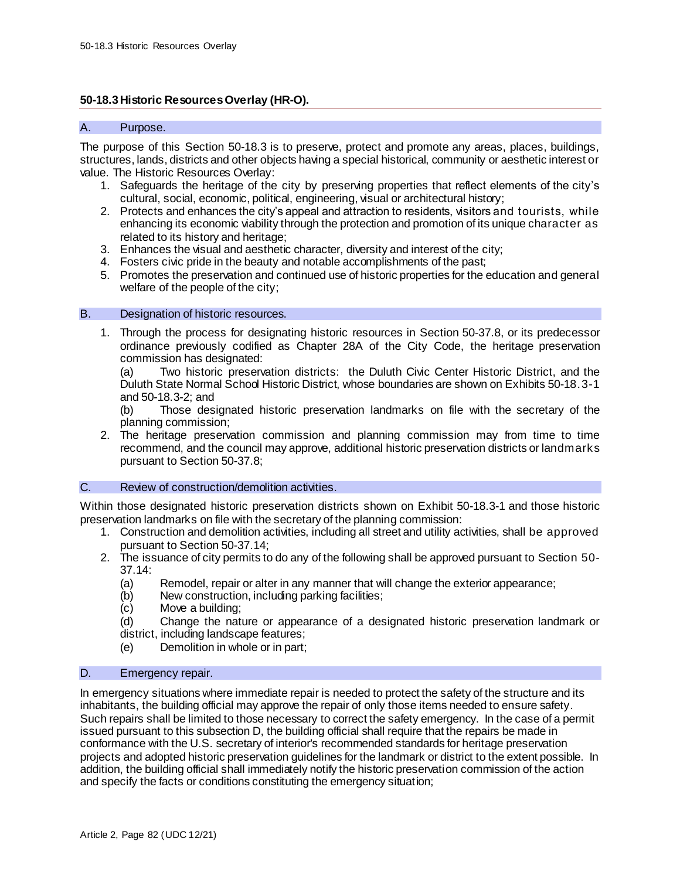## 50-18.3 Historic Resources Overlay (HR-O).

### A. Purpose.

The purpose of this Section 50-18.3 is to preserve, protect and promote any areas, places, buildings, structures, lands, districts and other objects having a special historical, community or aesthetic interest or value. The Historic Resources Overlay:

1. Safeguards the heritage of the city by preserving properties that reflect elements of the city's cultural, social, economic, political, engineering, visual or architectural history;
2. Protects and enhances the city's appeal and attraction to residents, visitors and tourists, while enhancing its economic viability through the protection and promotion of its unique character as related to its history and heritage;
3. Enhances the visual and aesthetic character, diversity and interest of the city;
4. Fosters civic pride in the beauty and notable accomplishments of the past;
5. Promotes the preservation and continued use of historic properties for the education and general welfare of the people of the city;

### B. Designation of historic resources.

1. Through the process for designating historic resources in Section 50-37.8, or its predecessor ordinance previously codified as Chapter 28A of the City Code, the heritage preservation commission has designated:

   (a) Two historic preservation districts: the Duluth Civic Center Historic District, and the Duluth State Normal School Historic District, whose boundaries are shown on Exhibits 50-18.3-1 and 50-18.3-2; and

   (b) Those designated historic preservation landmarks on file with the secretary of the planning commission;

2. The heritage preservation commission and planning commission may from time to time recommend, and the council may approve, additional historic preservation districts or landmarks pursuant to Section 50-37.8;

### C. Review of construction/demolition activities.

Within those designated historic preservation districts shown on Exhibit 50-18.3-1 and those historic preservation landmarks on file with the secretary of the planning commission:

1. Construction and demolition activities, including all street and utility activities, shall be approved pursuant to Section 50-37.14;
2. The issuance of city permits to do any of the following shall be approved pursuant to Section 50-37.14:

   (a) Remodel, repair or alter in any manner that will change the exterior appearance;

   (b) New construction, including parking facilities;

   (c) Move a building;

   (d) Change the nature or appearance of a designated historic preservation landmark or district, including landscape features;

   (e) Demolition in whole or in part;

### D. Emergency repair.

In emergency situations where immediate repair is needed to protect the safety of the structure and its inhabitants, the building official may approve the repair of only those items needed to ensure safety. Such repairs shall be limited to those necessary to correct the safety emergency. In the case of a permit issued pursuant to this subsection D, the building official shall require that the repairs be made in conformance with the U.S. secretary of interior's recommended standards for heritage preservation projects and adopted historic preservation guidelines for the landmark or district to the extent possible. In addition, the building official shall immediately notify the historic preservation commission of the action and specify the facts or conditions constituting the emergency situation;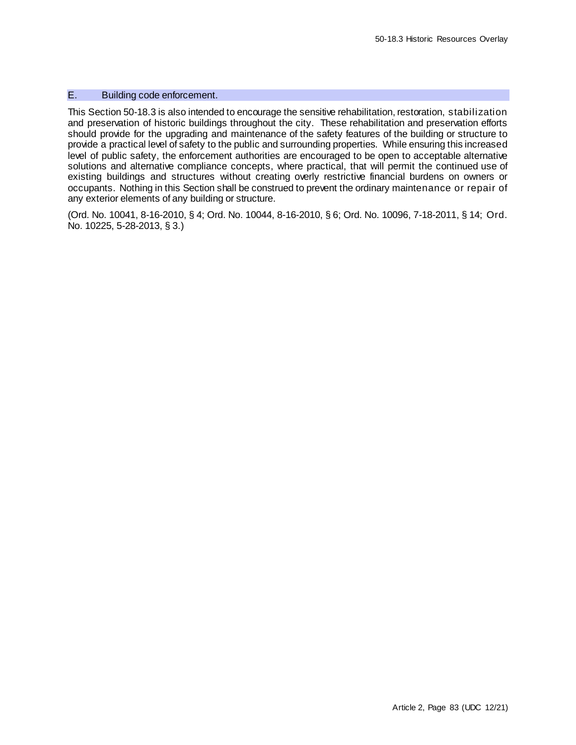### E. Building code enforcement.

This Section 50-18.3 is also intended to encourage the sensitive rehabilitation, restoration, stabilization and preservation of historic buildings throughout the city. These rehabilitation and preservation efforts should provide for the upgrading and maintenance of the safety features of the building or structure to provide a practical level of safety to the public and surrounding properties. While ensuring this increased level of public safety, the enforcement authorities are encouraged to be open to acceptable alternative solutions and alternative compliance concepts, where practical, that will permit the continued use of existing buildings and structures without creating overly restrictive financial burdens on owners or occupants. Nothing in this Section shall be construed to prevent the ordinary maintenance or repair of any exterior elements of any building or structure.

(Ord. No. 10041, 8-16-2010, § 4; Ord. No. 10044, 8-16-2010, § 6; Ord. No. 10096, 7-18-2011, § 14; Ord. No. 10225, 5-28-2013, § 3.)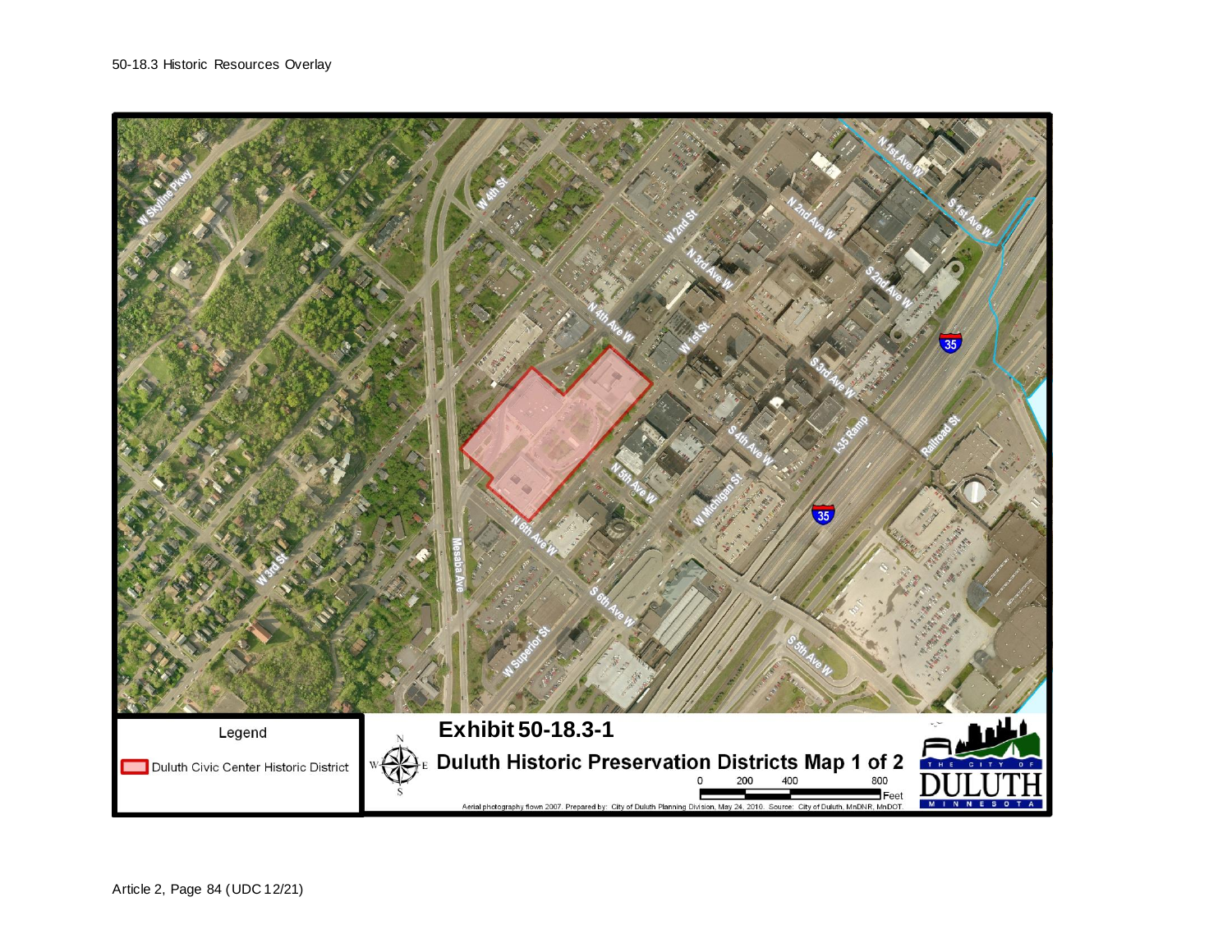50-18.3 Historic Resources Overlay

Legend

Duluth Civic Center Historic District

# Exhibit 50-18.3-1

## Duluth Historic Preservation Districts Map 1 of 2

0 200 400 800 Feet

Aerial photography flown 2007. Prepared by: City of Duluth Planning Division, May 24, 2010. Source: City of Duluth, MnDNR, MnDOT.

THE CITY OF DULUTH MINNESOTA

Article 2, Page 84 (UDC 12/21)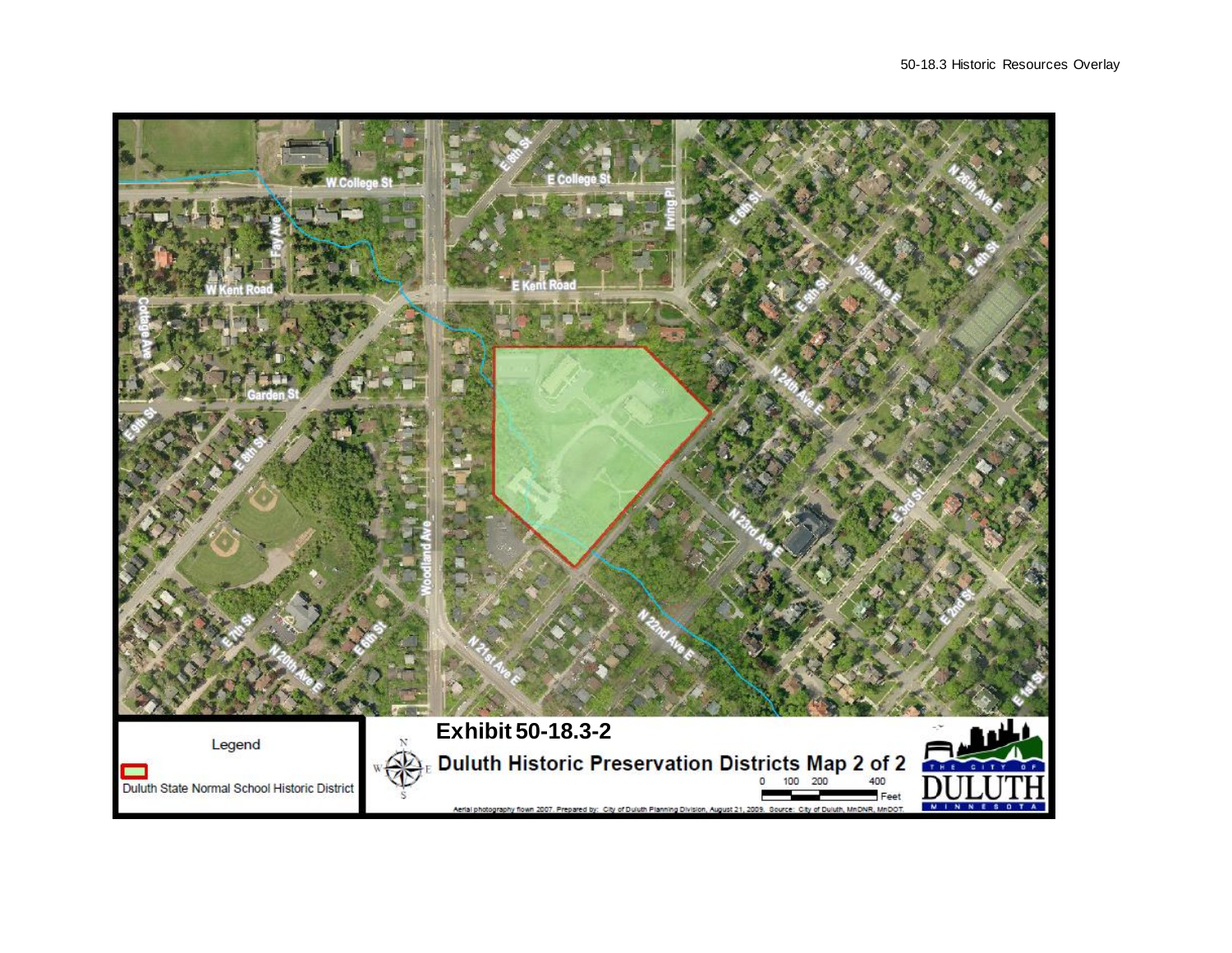W College St

E College St

Irving Pl

E 8th St

E 6th St

N 26th Ave E

E 4th St

Fay Ave

W Kent Road

E Kent Road

N 25th Ave E

E 5th St

Cottage Ave

N 24th Ave E

Garden St

E 9th St

E 8th St

N 23rd Ave E

E 3rd St

Woodland Ave

E 2nd St

E 7th St

N 20th Ave E

E 6th St

N 21st Ave E

N 22nd Ave E

E 1st St

Legend

Duluth State Normal School Historic District

N

W E

S

**Exhibit 50-18.3-2**

**Duluth Historic Preservation Districts Map 2 of 2**

0 100 200 400

Feet

Aerial photography flown 2007. Prepared by: City of Duluth Planning Division, August 21, 2009. Source: City of Duluth, MnDNR, MnDOT.

THE CITY OF

DULUTH

MINNESOTA